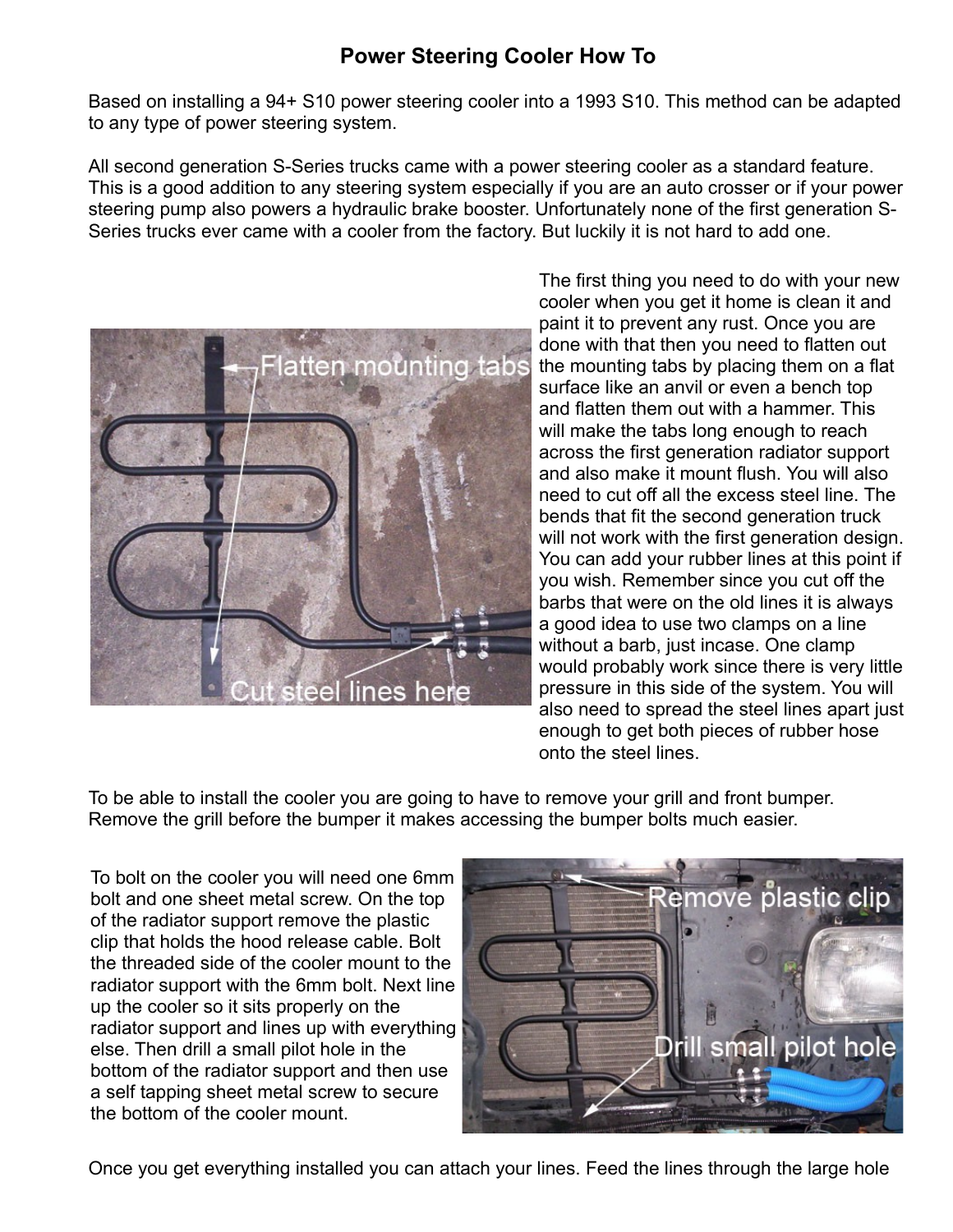# Power Steering Cooler How To

Based on installing a 94+ S10 power steering cooler into a 1993 S10. This method can be adapted to any type of power steering system.

All second generation S-Series trucks came with a power steering cooler as a standard feature. This is a good addition to any steering system especially if you are an auto crosser or if your power steering pump also powers a hydraulic brake booster. Unfortunately none of the first generation S-Series trucks ever came with a cooler from the factory. But luckily it is not hard to add one.

The first thing you need to do with your new cooler when you get it home is clean it and paint it to prevent any rust. Once you are done with that then you need to flatten out the mounting tabs by placing them on a flat surface like an anvil or even a bench top and flatten them out with a hammer. This will make the tabs long enough to reach across the first generation radiator support and also make it mount flush. You will also need to cut off all the excess steel line. The bends that fit the second generation truck will not work with the first generation design. You can add your rubber lines at this point if you wish. Remember since you cut off the barbs that were on the old lines it is always a good idea to use two clamps on a line without a barb, just incase. One clamp would probably work since there is very little pressure in this side of the system. You will also need to spread the steel lines apart just enough to get both pieces of rubber hose onto the steel lines.

To be able to install the cooler you are going to have to remove your grill and front bumper. Remove the grill before the bumper it makes accessing the bumper bolts much easier.

To bolt on the cooler you will need one 6mm bolt and one sheet metal screw. On the top of the radiator support remove the plastic clip that holds the hood release cable. Bolt the threaded side of the cooler mount to the radiator support with the 6mm bolt. Next line up the cooler so it sits properly on the radiator support and lines up with everything else. Then drill a small pilot hole in the bottom of the radiator support and then use a self tapping sheet metal screw to secure the bottom of the cooler mount.

Once you get everything installed you can attach your lines. Feed the lines through the large hole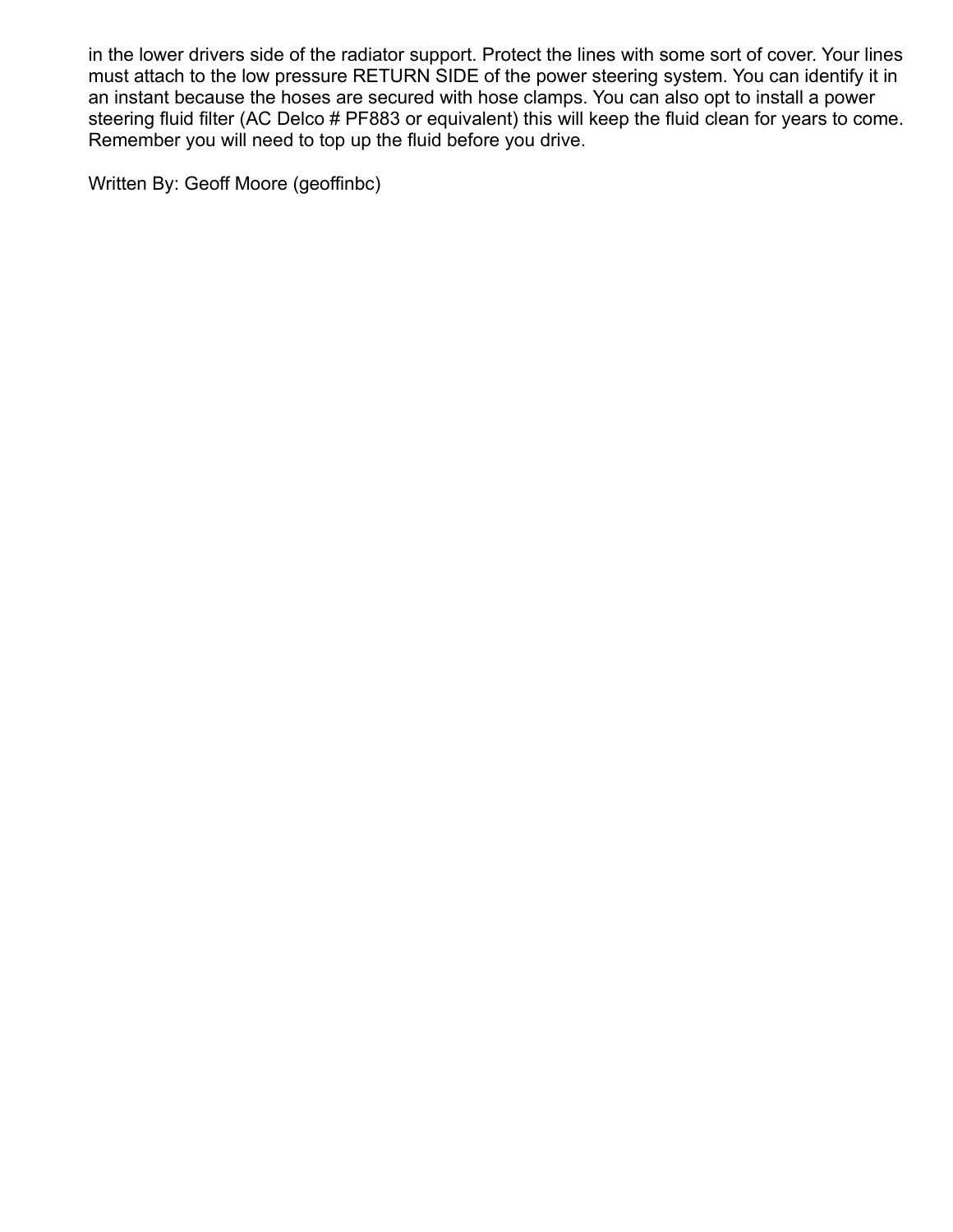in the lower drivers side of the radiator support. Protect the lines with some sort of cover. Your lines must attach to the low pressure RETURN SIDE of the power steering system. You can identify it in an instant because the hoses are secured with hose clamps. You can also opt to install a power steering fluid filter (AC Delco # PF883 or equivalent) this will keep the fluid clean for years to come. Remember you will need to top up the fluid before you drive.

Written By: Geoff Moore (geoffinbc)